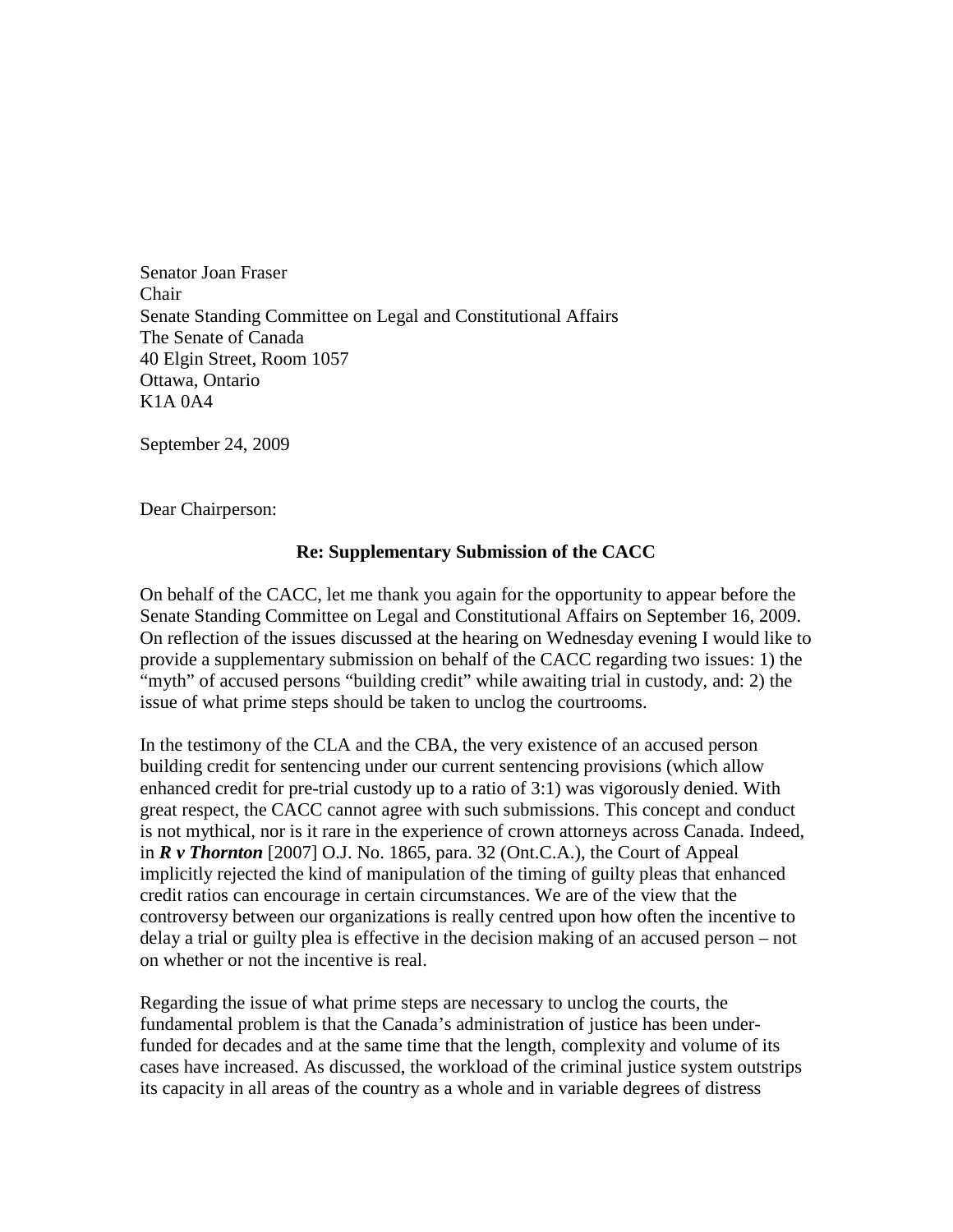Senator Joan Fraser
Chair
Senate Standing Committee on Legal and Constitutional Affairs
The Senate of Canada
40 Elgin Street, Room 1057
Ottawa, Ontario
K1A 0A4

September 24, 2009

Dear Chairperson:

**Re: Supplementary Submission of the CACC**

On behalf of the CACC, let me thank you again for the opportunity to appear before the Senate Standing Committee on Legal and Constitutional Affairs on September 16, 2009. On reflection of the issues discussed at the hearing on Wednesday evening I would like to provide a supplementary submission on behalf of the CACC regarding two issues: 1) the "myth" of accused persons "building credit" while awaiting trial in custody, and: 2) the issue of what prime steps should be taken to unclog the courtrooms.

In the testimony of the CLA and the CBA, the very existence of an accused person building credit for sentencing under our current sentencing provisions (which allow enhanced credit for pre-trial custody up to a ratio of 3:1) was vigorously denied. With great respect, the CACC cannot agree with such submissions. This concept and conduct is not mythical, nor is it rare in the experience of crown attorneys across Canada. Indeed, in ***R v Thornton*** [2007] O.J. No. 1865, para. 32 (Ont.C.A.), the Court of Appeal implicitly rejected the kind of manipulation of the timing of guilty pleas that enhanced credit ratios can encourage in certain circumstances. We are of the view that the controversy between our organizations is really centred upon how often the incentive to delay a trial or guilty plea is effective in the decision making of an accused person – not on whether or not the incentive is real.

Regarding the issue of what prime steps are necessary to unclog the courts, the fundamental problem is that the Canada's administration of justice has been under-funded for decades and at the same time that the length, complexity and volume of its cases have increased. As discussed, the workload of the criminal justice system outstrips its capacity in all areas of the country as a whole and in variable degrees of distress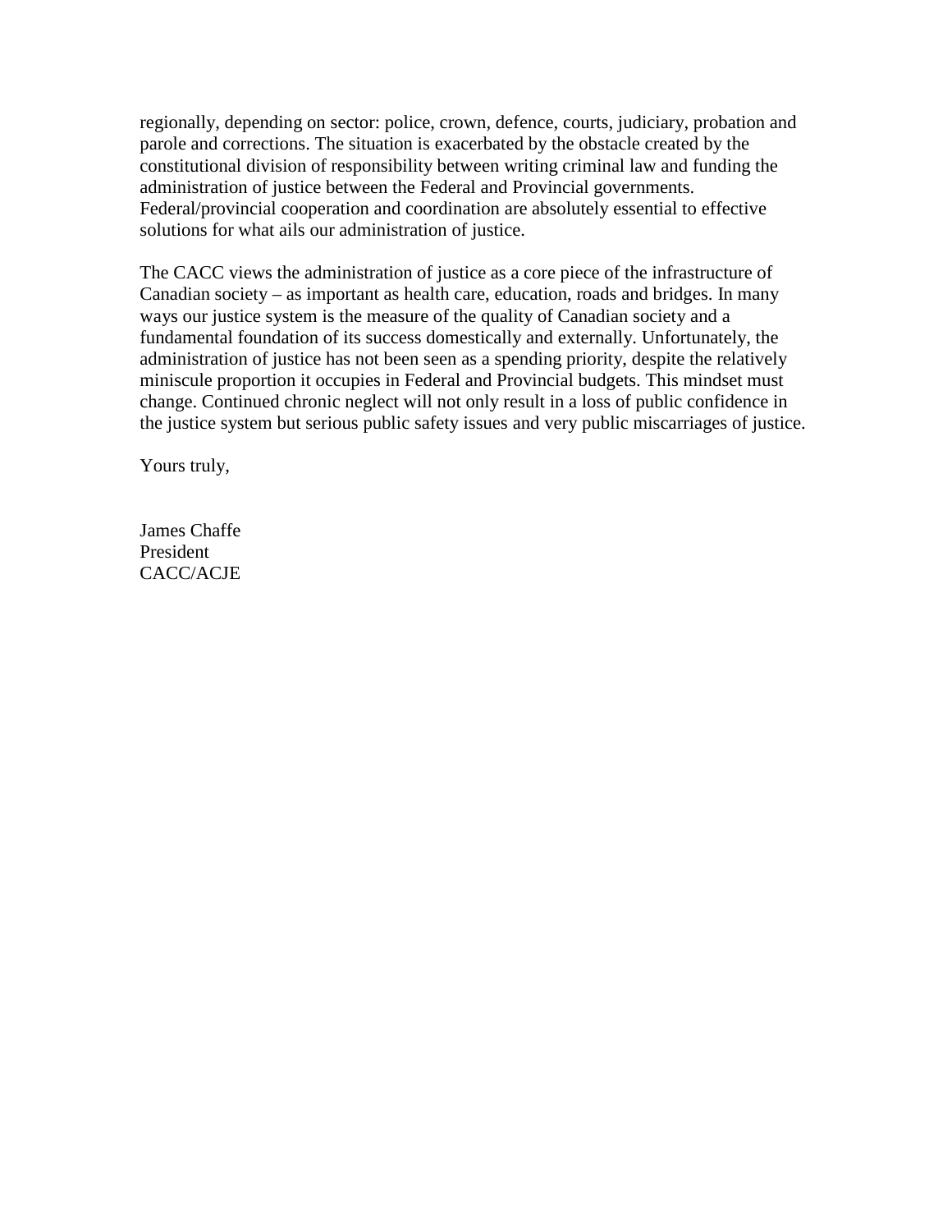regionally, depending on sector: police, crown, defence, courts, judiciary, probation and parole and corrections. The situation is exacerbated by the obstacle created by the constitutional division of responsibility between writing criminal law and funding the administration of justice between the Federal and Provincial governments. Federal/provincial cooperation and coordination are absolutely essential to effective solutions for what ails our administration of justice.

The CACC views the administration of justice as a core piece of the infrastructure of Canadian society – as important as health care, education, roads and bridges. In many ways our justice system is the measure of the quality of Canadian society and a fundamental foundation of its success domestically and externally. Unfortunately, the administration of justice has not been seen as a spending priority, despite the relatively miniscule proportion it occupies in Federal and Provincial budgets. This mindset must change. Continued chronic neglect will not only result in a loss of public confidence in the justice system but serious public safety issues and very public miscarriages of justice.

Yours truly,

James Chaffe
President
CACC/ACJE